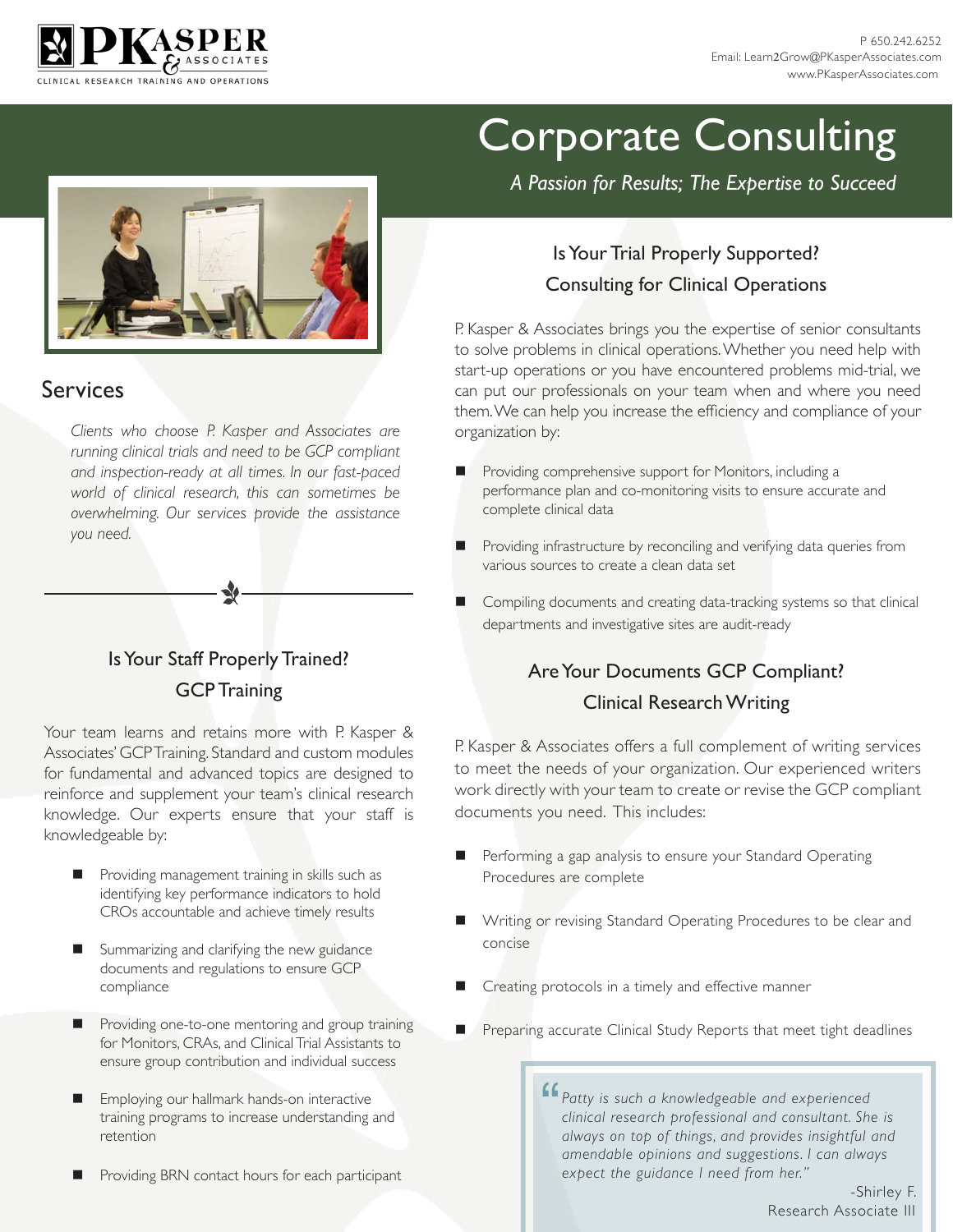# PKASPER & ASSOCIATES

CLINICAL RESEARCH TRAINING AND OPERATIONS

P 650.242.6252
Email: Learn2Grow@PKasperAssociates.com
www.PKasperAssociates.com

# Corporate Consulting

*A Passion for Results; The Expertise to Succeed*

## Services

*Clients who choose P. Kasper and Associates are running clinical trials and need to be GCP compliant and inspection-ready at all times. In our fast-paced world of clinical research, this can sometimes be overwhelming. Our services provide the assistance you need.*

### Is Your Staff Properly Trained?
### GCP Training

Your team learns and retains more with P. Kasper & Associates' GCP Training. Standard and custom modules for fundamental and advanced topics are designed to reinforce and supplement your team's clinical research knowledge. Our experts ensure that your staff is knowledgeable by:

- Providing management training in skills such as identifying key performance indicators to hold CROs accountable and achieve timely results
- Summarizing and clarifying the new guidance documents and regulations to ensure GCP compliance
- Providing one-to-one mentoring and group training for Monitors, CRAs, and Clinical Trial Assistants to ensure group contribution and individual success
- Employing our hallmark hands-on interactive training programs to increase understanding and retention
- Providing BRN contact hours for each participant

### Is Your Trial Properly Supported?
### Consulting for Clinical Operations

P. Kasper & Associates brings you the expertise of senior consultants to solve problems in clinical operations. Whether you need help with start-up operations or you have encountered problems mid-trial, we can put our professionals on your team when and where you need them. We can help you increase the efficiency and compliance of your organization by:

- Providing comprehensive support for Monitors, including a performance plan and co-monitoring visits to ensure accurate and complete clinical data
- Providing infrastructure by reconciling and verifying data queries from various sources to create a clean data set
- Compiling documents and creating data-tracking systems so that clinical departments and investigative sites are audit-ready

### Are Your Documents GCP Compliant?
### Clinical Research Writing

P. Kasper & Associates offers a full complement of writing services to meet the needs of your organization. Our experienced writers work directly with your team to create or revise the GCP compliant documents you need. This includes:

- Performing a gap analysis to ensure your Standard Operating Procedures are complete
- Writing or revising Standard Operating Procedures to be clear and concise
- Creating protocols in a timely and effective manner
- Preparing accurate Clinical Study Reports that meet tight deadlines

> *"Patty is such a knowledgeable and experienced clinical research professional and consultant. She is always on top of things, and provides insightful and amendable opinions and suggestions. I can always expect the guidance I need from her."*
>
> -Shirley F.
> Research Associate III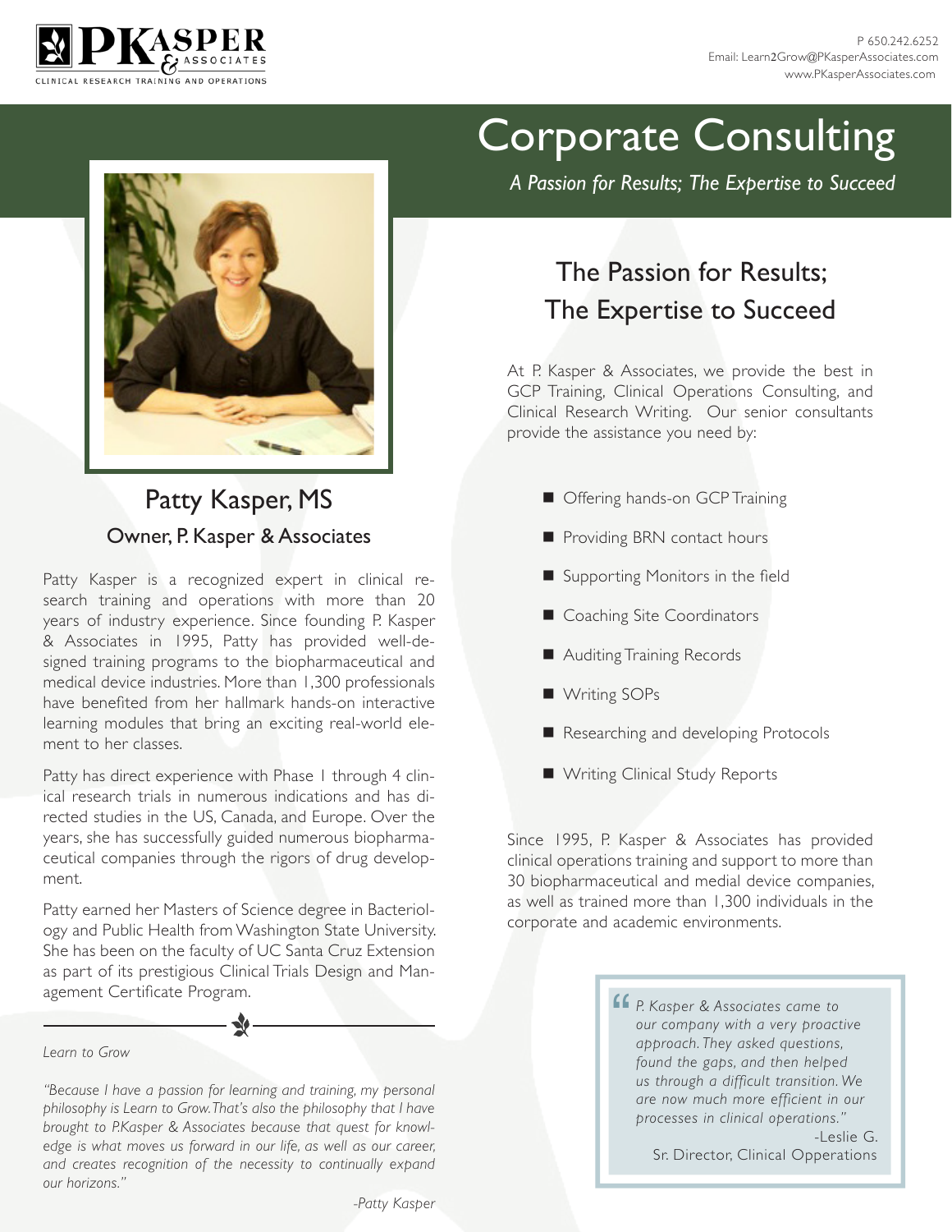P 650.242.6252
Email: Learn2Grow@PKasperAssociates.com
www.PKasperAssociates.com

# Corporate Consulting

*A Passion for Results; The Expertise to Succeed*

## Patty Kasper, MS

### Owner, P. Kasper & Associates

Patty Kasper is a recognized expert in clinical research training and operations with more than 20 years of industry experience. Since founding P. Kasper & Associates in 1995, Patty has provided well-designed training programs to the biopharmaceutical and medical device industries. More than 1,300 professionals have benefited from her hallmark hands-on interactive learning modules that bring an exciting real-world element to her classes.

Patty has direct experience with Phase I through 4 clinical research trials in numerous indications and has directed studies in the US, Canada, and Europe. Over the years, she has successfully guided numerous biopharmaceutical companies through the rigors of drug development.

Patty earned her Masters of Science degree in Bacteriology and Public Health from Washington State University. She has been on the faculty of UC Santa Cruz Extension as part of its prestigious Clinical Trials Design and Management Certificate Program.

*Learn to Grow*

*"Because I have a passion for learning and training, my personal philosophy is Learn to Grow. That's also the philosophy that I have brought to P.Kasper & Associates because that quest for knowledge is what moves us forward in our life, as well as our career, and creates recognition of the necessity to continually expand our horizons."*

*-Patty Kasper*

## The Passion for Results; The Expertise to Succeed

At P. Kasper & Associates, we provide the best in GCP Training, Clinical Operations Consulting, and Clinical Research Writing. Our senior consultants provide the assistance you need by:

- Offering hands-on GCP Training
- Providing BRN contact hours
- Supporting Monitors in the field
- Coaching Site Coordinators
- Auditing Training Records
- Writing SOPs
- Researching and developing Protocols
- Writing Clinical Study Reports

Since 1995, P. Kasper & Associates has provided clinical operations training and support to more than 30 biopharmaceutical and medial device companies, as well as trained more than 1,300 individuals in the corporate and academic environments.

> *"P. Kasper & Associates came to our company with a very proactive approach. They asked questions, found the gaps, and then helped us through a difficult transition. We are now much more efficient in our processes in clinical operations."*
>
> -Leslie G.
> Sr. Director, Clinical Opperations